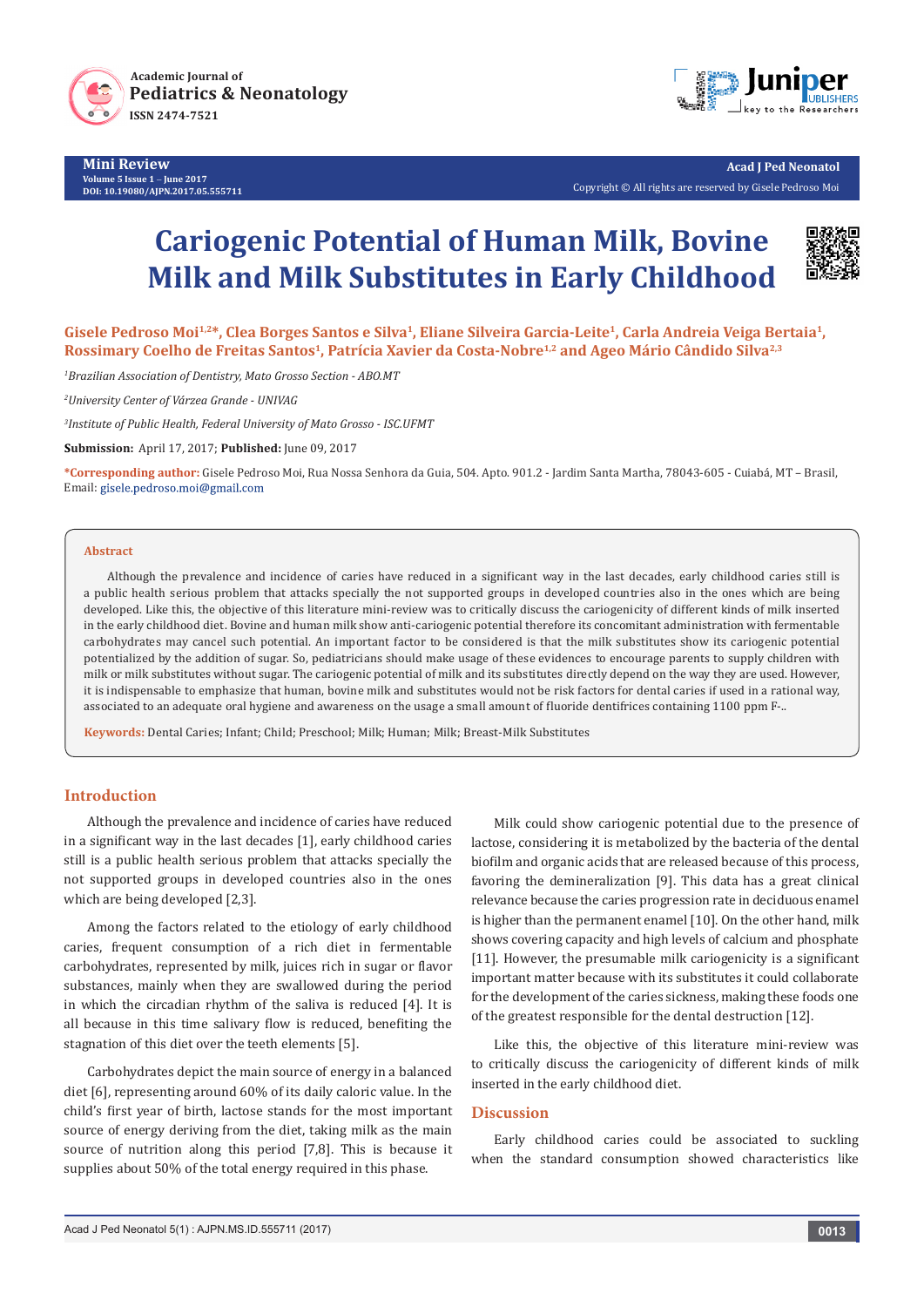Mini Review

# Cariogenic Potential of Human Milk, Bovine Milk and Milk Substitutes in Early Childhood

**Gisele Pedroso Moi[1,2]*, Clea Borges Santos e Silva[1], Eliane Silveira Garcia-Leite[1], Carla Andreia Veiga Bertaia[1], Rossimary Coelho de Freitas Santos[1], Patrícia Xavier da Costa-Nobre[1,2] and Ageo Mário Cândido Silva[2,3]**

[1]*Brazilian Association of Dentistry, Mato Grosso Section - ABO.MT*

[2]*University Center of Várzea Grande - UNIVAG*

[3]*Institute of Public Health, Federal University of Mato Grosso - ISC.UFMT*

**Submission:** April 17, 2017; **Published:** June 09, 2017

***Corresponding author:** Gisele Pedroso Moi, Rua Nossa Senhora da Guia, 504. Apto. 901.2 - Jardim Santa Martha, 78043-605 - Cuiabá, MT – Brasil, Email: gisele.pedroso.moi@gmail.com

## Abstract

Although the prevalence and incidence of caries have reduced in a significant way in the last decades, early childhood caries still is a public health serious problem that attacks specially the not supported groups in developed countries also in the ones which are being developed. Like this, the objective of this literature mini-review was to critically discuss the cariogenicity of different kinds of milk inserted in the early childhood diet. Bovine and human milk show anti-cariogenic potential therefore its concomitant administration with fermentable carbohydrates may cancel such potential. An important factor to be considered is that the milk substitutes show its cariogenic potential potentialized by the addition of sugar. So, pediatricians should make usage of these evidences to encourage parents to supply children with milk or milk substitutes without sugar. The cariogenic potential of milk and its substitutes directly depend on the way they are used. However, it is indispensable to emphasize that human, bovine milk and substitutes would not be risk factors for dental caries if used in a rational way, associated to an adequate oral hygiene and awareness on the usage a small amount of fluoride dentifrices containing 1100 ppm F-..

**Keywords:** Dental Caries; Infant; Child; Preschool; Milk; Human; Milk; Breast-Milk Substitutes

## Introduction

Although the prevalence and incidence of caries have reduced in a significant way in the last decades [1], early childhood caries still is a public health serious problem that attacks specially the not supported groups in developed countries also in the ones which are being developed [2,3].

Among the factors related to the etiology of early childhood caries, frequent consumption of a rich diet in fermentable carbohydrates, represented by milk, juices rich in sugar or flavor substances, mainly when they are swallowed during the period in which the circadian rhythm of the saliva is reduced [4]. It is all because in this time salivary flow is reduced, benefiting the stagnation of this diet over the teeth elements [5].

Carbohydrates depict the main source of energy in a balanced diet [6], representing around 60% of its daily caloric value. In the child's first year of birth, lactose stands for the most important source of energy deriving from the diet, taking milk as the main source of nutrition along this period [7,8]. This is because it supplies about 50% of the total energy required in this phase.

Milk could show cariogenic potential due to the presence of lactose, considering it is metabolized by the bacteria of the dental biofilm and organic acids that are released because of this process, favoring the demineralization [9]. This data has a great clinical relevance because the caries progression rate in deciduous enamel is higher than the permanent enamel [10]. On the other hand, milk shows covering capacity and high levels of calcium and phosphate [11]. However, the presumable milk cariogenicity is a significant important matter because with its substitutes it could collaborate for the development of the caries sickness, making these foods one of the greatest responsible for the dental destruction [12].

Like this, the objective of this literature mini-review was to critically discuss the cariogenicity of different kinds of milk inserted in the early childhood diet.

## Discussion

Early childhood caries could be associated to suckling when the standard consumption showed characteristics like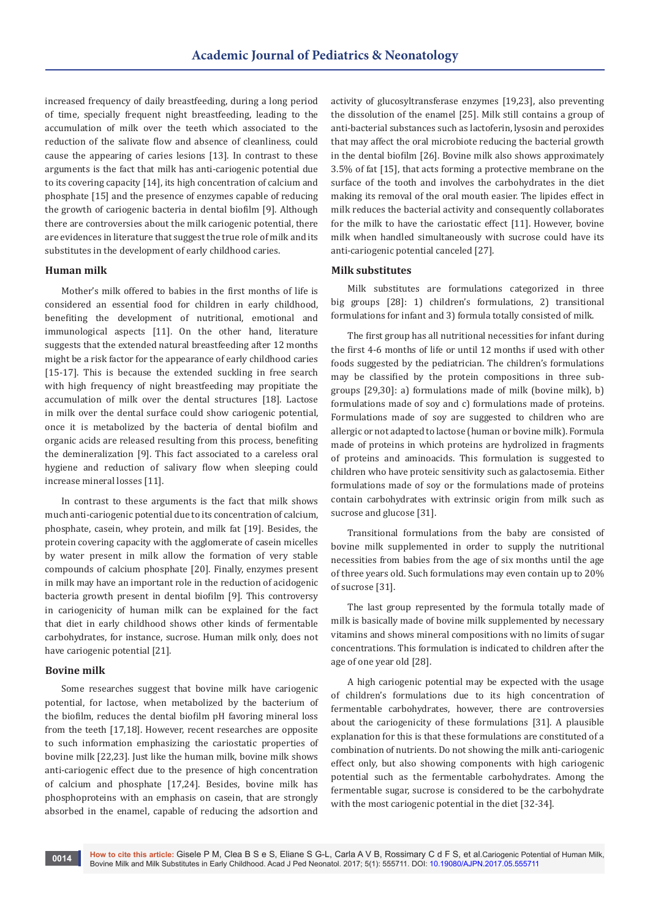increased frequency of daily breastfeeding, during a long period of time, specially frequent night breastfeeding, leading to the accumulation of milk over the teeth which associated to the reduction of the salivate flow and absence of cleanliness, could cause the appearing of caries lesions [13]. In contrast to these arguments is the fact that milk has anti-cariogenic potential due to its covering capacity [14], its high concentration of calcium and phosphate [15] and the presence of enzymes capable of reducing the growth of cariogenic bacteria in dental biofilm [9]. Although there are controversies about the milk cariogenic potential, there are evidences in literature that suggest the true role of milk and its substitutes in the development of early childhood caries.

## Human milk

Mother's milk offered to babies in the first months of life is considered an essential food for children in early childhood, benefiting the development of nutritional, emotional and immunological aspects [11]. On the other hand, literature suggests that the extended natural breastfeeding after 12 months might be a risk factor for the appearance of early childhood caries [15-17]. This is because the extended suckling in free search with high frequency of night breastfeeding may propitiate the accumulation of milk over the dental structures [18]. Lactose in milk over the dental surface could show cariogenic potential, once it is metabolized by the bacteria of dental biofilm and organic acids are released resulting from this process, benefiting the demineralization [9]. This fact associated to a careless oral hygiene and reduction of salivary flow when sleeping could increase mineral losses [11].

In contrast to these arguments is the fact that milk shows much anti-cariogenic potential due to its concentration of calcium, phosphate, casein, whey protein, and milk fat [19]. Besides, the protein covering capacity with the agglomerate of casein micelles by water present in milk allow the formation of very stable compounds of calcium phosphate [20]. Finally, enzymes present in milk may have an important role in the reduction of acidogenic bacteria growth present in dental biofilm [9]. This controversy in cariogenicity of human milk can be explained for the fact that diet in early childhood shows other kinds of fermentable carbohydrates, for instance, sucrose. Human milk only, does not have cariogenic potential [21].

## Bovine milk

Some researches suggest that bovine milk have cariogenic potential, for lactose, when metabolized by the bacterium of the biofilm, reduces the dental biofilm pH favoring mineral loss from the teeth [17,18]. However, recent researches are opposite to such information emphasizing the cariostatic properties of bovine milk [22,23]. Just like the human milk, bovine milk shows anti-cariogenic effect due to the presence of high concentration of calcium and phosphate [17,24]. Besides, bovine milk has phosphoproteins with an emphasis on casein, that are strongly absorbed in the enamel, capable of reducing the adsortion and activity of glucosyltransferase enzymes [19,23], also preventing the dissolution of the enamel [25]. Milk still contains a group of anti-bacterial substances such as lactoferin, lysosin and peroxides that may affect the oral microbiote reducing the bacterial growth in the dental biofilm [26]. Bovine milk also shows approximately 3.5% of fat [15], that acts forming a protective membrane on the surface of the tooth and involves the carbohydrates in the diet making its removal of the oral mouth easier. The lipides effect in milk reduces the bacterial activity and consequently collaborates for the milk to have the cariostatic effect [11]. However, bovine milk when handled simultaneously with sucrose could have its anti-cariogenic potential canceled [27].

## Milk substitutes

Milk substitutes are formulations categorized in three big groups [28]: 1) children's formulations, 2) transitional formulations for infant and 3) formula totally consisted of milk.

The first group has all nutritional necessities for infant during the first 4-6 months of life or until 12 months if used with other foods suggested by the pediatrician. The children's formulations may be classified by the protein compositions in three sub-groups [29,30]: a) formulations made of milk (bovine milk), b) formulations made of soy and c) formulations made of proteins. Formulations made of soy are suggested to children who are allergic or not adapted to lactose (human or bovine milk). Formula made of proteins in which proteins are hydrolized in fragments of proteins and aminoacids. This formulation is suggested to children who have proteic sensitivity such as galactosemia. Either formulations made of soy or the formulations made of proteins contain carbohydrates with extrinsic origin from milk such as sucrose and glucose [31].

Transitional formulations from the baby are consisted of bovine milk supplemented in order to supply the nutritional necessities from babies from the age of six months until the age of three years old. Such formulations may even contain up to 20% of sucrose [31].

The last group represented by the formula totally made of milk is basically made of bovine milk supplemented by necessary vitamins and shows mineral compositions with no limits of sugar concentrations. This formulation is indicated to children after the age of one year old [28].

A high cariogenic potential may be expected with the usage of children's formulations due to its high concentration of fermentable carbohydrates, however, there are controversies about the cariogenicity of these formulations [31]. A plausible explanation for this is that these formulations are constituted of a combination of nutrients. Do not showing the milk anti-cariogenic effect only, but also showing components with high cariogenic potential such as the fermentable carbohydrates. Among the fermentable sugar, sucrose is considered to be the carbohydrate with the most cariogenic potential in the diet [32-34].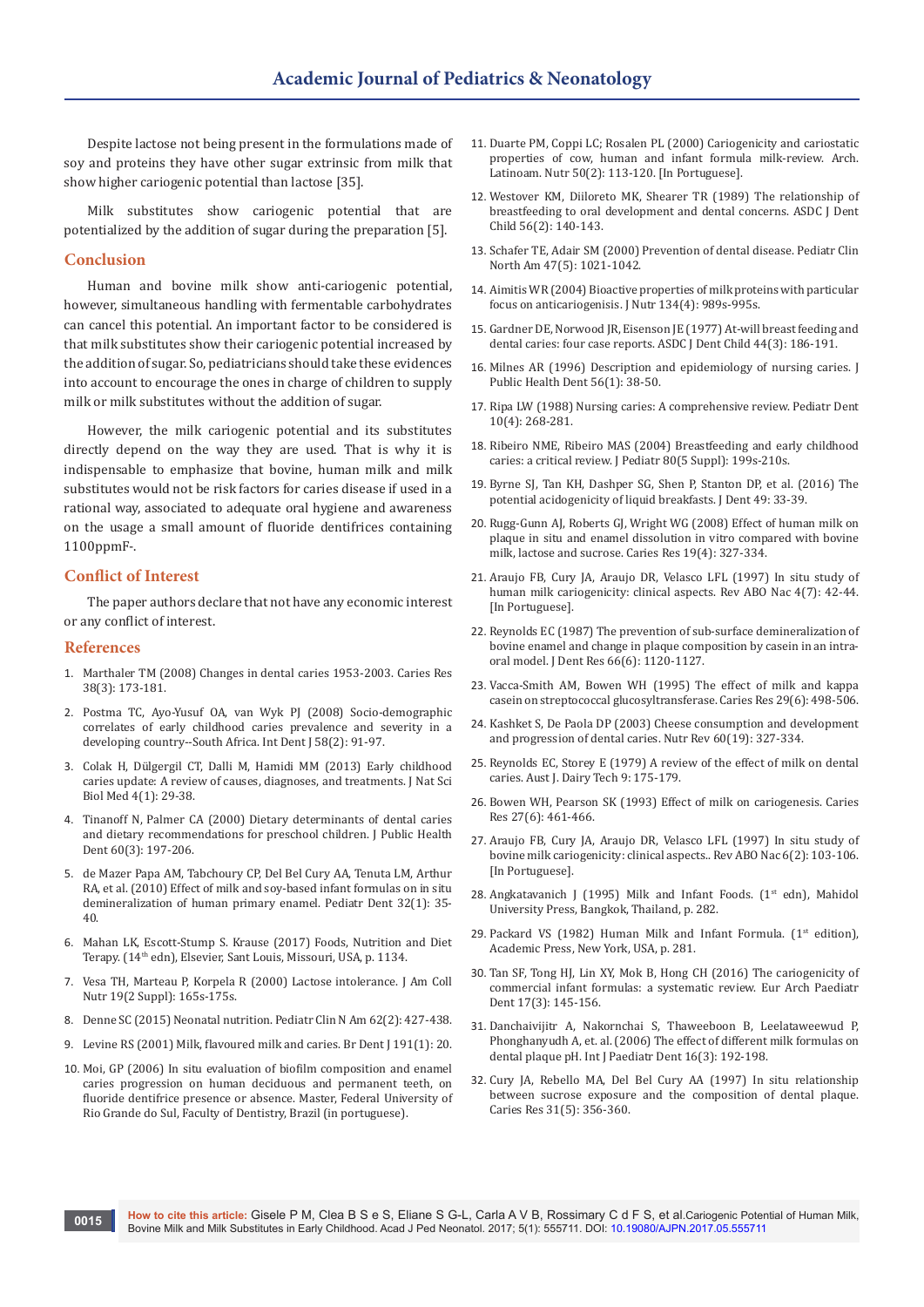Despite lactose not being present in the formulations made of soy and proteins they have other sugar extrinsic from milk that show higher cariogenic potential than lactose [35].

Milk substitutes show cariogenic potential that are potentialized by the addition of sugar during the preparation [5].

## Conclusion

Human and bovine milk show anti-cariogenic potential, however, simultaneous handling with fermentable carbohydrates can cancel this potential. An important factor to be considered is that milk substitutes show their cariogenic potential increased by the addition of sugar. So, pediatricians should take these evidences into account to encourage the ones in charge of children to supply milk or milk substitutes without the addition of sugar.

However, the milk cariogenic potential and its substitutes directly depend on the way they are used. That is why it is indispensable to emphasize that bovine, human milk and milk substitutes would not be risk factors for caries disease if used in a rational way, associated to adequate oral hygiene and awareness on the usage a small amount of fluoride dentifrices containing 1100ppmF-.

## Conflict of Interest

The paper authors declare that not have any economic interest or any conflict of interest.

## References

1. Marthaler TM (2008) Changes in dental caries 1953-2003. Caries Res 38(3): 173-181.
2. Postma TC, Ayo-Yusuf OA, van Wyk PJ (2008) Socio-demographic correlates of early childhood caries prevalence and severity in a developing country--South Africa. Int Dent J 58(2): 91-97.
3. Colak H, Dülgergil CT, Dalli M, Hamidi MM (2013) Early childhood caries update: A review of causes, diagnoses, and treatments. J Nat Sci Biol Med 4(1): 29-38.
4. Tinanoff N, Palmer CA (2000) Dietary determinants of dental caries and dietary recommendations for preschool children. J Public Health Dent 60(3): 197-206.
5. de Mazer Papa AM, Tabchoury CP, Del Bel Cury AA, Tenuta LM, Arthur RA, et al. (2010) Effect of milk and soy-based infant formulas on in situ demineralization of human primary enamel. Pediatr Dent 32(1): 35-40.
6. Mahan LK, Escott-Stump S. Krause (2017) Foods, Nutrition and Diet Terapy. (14th edn), Elsevier, Sant Louis, Missouri, USA, p. 1134.
7. Vesa TH, Marteau P, Korpela R (2000) Lactose intolerance. J Am Coll Nutr 19(2 Suppl): 165s-175s.
8. Denne SC (2015) Neonatal nutrition. Pediatr Clin N Am 62(2): 427-438.
9. Levine RS (2001) Milk, flavoured milk and caries. Br Dent J 191(1): 20.
10. Moi, GP (2006) In situ evaluation of biofilm composition and enamel caries progression on human deciduous and permanent teeth, on fluoride dentifrice presence or absence. Master, Federal University of Rio Grande do Sul, Faculty of Dentistry, Brazil (in portuguese).
11. Duarte PM, Coppi LC; Rosalen PL (2000) Cariogenicity and cariostatic properties of cow, human and infant formula milk-review. Arch. Latinoam. Nutr 50(2): 113-120. [In Portuguese].
12. Westover KM, Diiloreto MK, Shearer TR (1989) The relationship of breastfeeding to oral development and dental concerns. ASDC J Dent Child 56(2): 140-143.
13. Schafer TE, Adair SM (2000) Prevention of dental disease. Pediatr Clin North Am 47(5): 1021-1042.
14. Aimitis WR (2004) Bioactive properties of milk proteins with particular focus on anticariogenisis. J Nutr 134(4): 989s-995s.
15. Gardner DE, Norwood JR, Eisenson JE (1977) At-will breast feeding and dental caries: four case reports. ASDC J Dent Child 44(3): 186-191.
16. Milnes AR (1996) Description and epidemiology of nursing caries. J Public Health Dent 56(1): 38-50.
17. Ripa LW (1988) Nursing caries: A comprehensive review. Pediatr Dent 10(4): 268-281.
18. Ribeiro NME, Ribeiro MAS (2004) Breastfeeding and early childhood caries: a critical review. J Pediatr 80(5 Suppl): 199s-210s.
19. Byrne SJ, Tan KH, Dashper SG, Shen P, Stanton DP, et al. (2016) The potential acidogenicity of liquid breakfasts. J Dent 49: 33-39.
20. Rugg-Gunn AJ, Roberts GJ, Wright WG (2008) Effect of human milk on plaque in situ and enamel dissolution in vitro compared with bovine milk, lactose and sucrose. Caries Res 19(4): 327-334.
21. Araujo FB, Cury JA, Araujo DR, Velasco LFL (1997) In situ study of human milk cariogenicity: clinical aspects. Rev ABO Nac 4(7): 42-44. [In Portuguese].
22. Reynolds EC (1987) The prevention of sub-surface demineralization of bovine enamel and change in plaque composition by casein in an intra-oral model. J Dent Res 66(6): 1120-1127.
23. Vacca-Smith AM, Bowen WH (1995) The effect of milk and kappa casein on streptococcal glucosyltransferase. Caries Res 29(6): 498-506.
24. Kashket S, De Paola DP (2003) Cheese consumption and development and progression of dental caries. Nutr Rev 60(19): 327-334.
25. Reynolds EC, Storey E (1979) A review of the effect of milk on dental caries. Aust J. Dairy Tech 9: 175-179.
26. Bowen WH, Pearson SK (1993) Effect of milk on cariogenesis. Caries Res 27(6): 461-466.
27. Araujo FB, Cury JA, Araujo DR, Velasco LFL (1997) In situ study of bovine milk cariogenicity: clinical aspects.. Rev ABO Nac 6(2): 103-106. [In Portuguese].
28. Angkatavanich J (1995) Milk and Infant Foods. (1st edn), Mahidol University Press, Bangkok, Thailand, p. 282.
29. Packard VS (1982) Human Milk and Infant Formula. (1st edition), Academic Press, New York, USA, p. 281.
30. Tan SF, Tong HJ, Lin XY, Mok B, Hong CH (2016) The cariogenicity of commercial infant formulas: a systematic review. Eur Arch Paediatr Dent 17(3): 145-156.
31. Danchaivijitr A, Nakornchai S, Thaweeboon B, Leelataweewud P, Phonghanyudh A, et. al. (2006) The effect of different milk formulas on dental plaque pH. Int J Paediatr Dent 16(3): 192-198.
32. Cury JA, Rebello MA, Del Bel Cury AA (1997) In situ relationship between sucrose exposure and the composition of dental plaque. Caries Res 31(5): 356-360.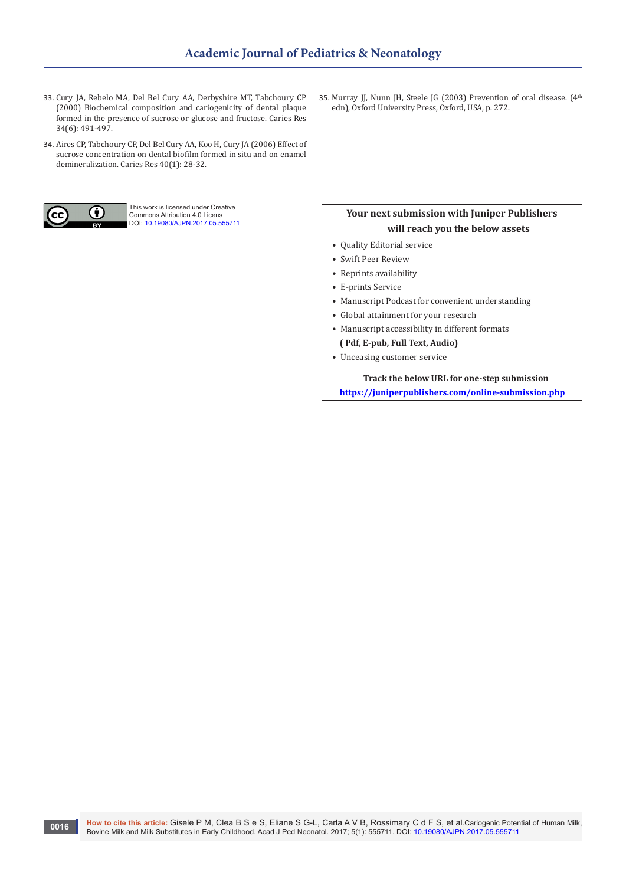33. Cury JA, Rebelo MA, Del Bel Cury AA, Derbyshire MT, Tabchoury CP (2000) Biochemical composition and cariogenicity of dental plaque formed in the presence of sucrose or glucose and fructose. Caries Res 34(6): 491-497.

34. Aires CP, Tabchoury CP, Del Bel Cury AA, Koo H, Cury JA (2006) Effect of sucrose concentration on dental biofilm formed in situ and on enamel demineralization. Caries Res 40(1): 28-32.

35. Murray JJ, Nunn JH, Steele JG (2003) Prevention of oral disease. (4th edn), Oxford University Press, Oxford, USA, p. 272.

This work is licensed under Creative Commons Attribution 4.0 Licens
DOI: 10.19080/AJPN.2017.05.555711

**Your next submission with Juniper Publishers will reach you the below assets**

- Quality Editorial service
- Swift Peer Review
- Reprints availability
- E-prints Service
- Manuscript Podcast for convenient understanding
- Global attainment for your research
- Manuscript accessibility in different formats
  **( Pdf, E-pub, Full Text, Audio)**
- Unceasing customer service

**Track the below URL for one-step submission**
**https://juniperpublishers.com/online-submission.php**

**How to cite this article:** Gisele P M, Clea B S e S, Eliane S G-L, Carla A V B, Rossimary C d F S, et al.Cariogenic Potential of Human Milk, Bovine Milk and Milk Substitutes in Early Childhood. Acad J Ped Neonatol. 2017; 5(1): 555711. DOI: 10.19080/AJPN.2017.05.555711